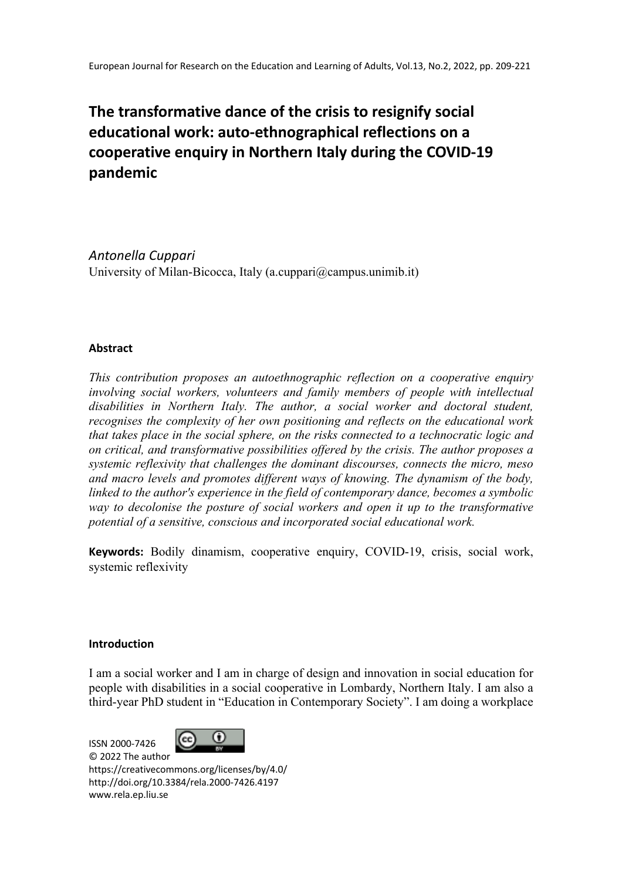# The transformative dance of the crisis to resignify social educational work: auto-ethnographical reflections on a cooperative enquiry in Northern Italy during the COVID-19 pandemic

*Antonella Cuppari*
University of Milan-Bicocca, Italy (a.cuppari@campus.unimib.it)

## Abstract

*This contribution proposes an autoethnographic reflection on a cooperative enquiry involving social workers, volunteers and family members of people with intellectual disabilities in Northern Italy. The author, a social worker and doctoral student, recognises the complexity of her own positioning and reflects on the educational work that takes place in the social sphere, on the risks connected to a technocratic logic and on critical, and transformative possibilities offered by the crisis. The author proposes a systemic reflexivity that challenges the dominant discourses, connects the micro, meso and macro levels and promotes different ways of knowing. The dynamism of the body, linked to the author's experience in the field of contemporary dance, becomes a symbolic way to decolonise the posture of social workers and open it up to the transformative potential of a sensitive, conscious and incorporated social educational work.*

**Keywords:** Bodily dinamism, cooperative enquiry, COVID-19, crisis, social work, systemic reflexivity

## Introduction

I am a social worker and I am in charge of design and innovation in social education for people with disabilities in a social cooperative in Lombardy, Northern Italy. I am also a third-year PhD student in "Education in Contemporary Society". I am doing a workplace

ISSN 2000-7426
© 2022 The author
https://creativecommons.org/licenses/by/4.0/
http://doi.org/10.3384/rela.2000-7426.4197
www.rela.ep.liu.se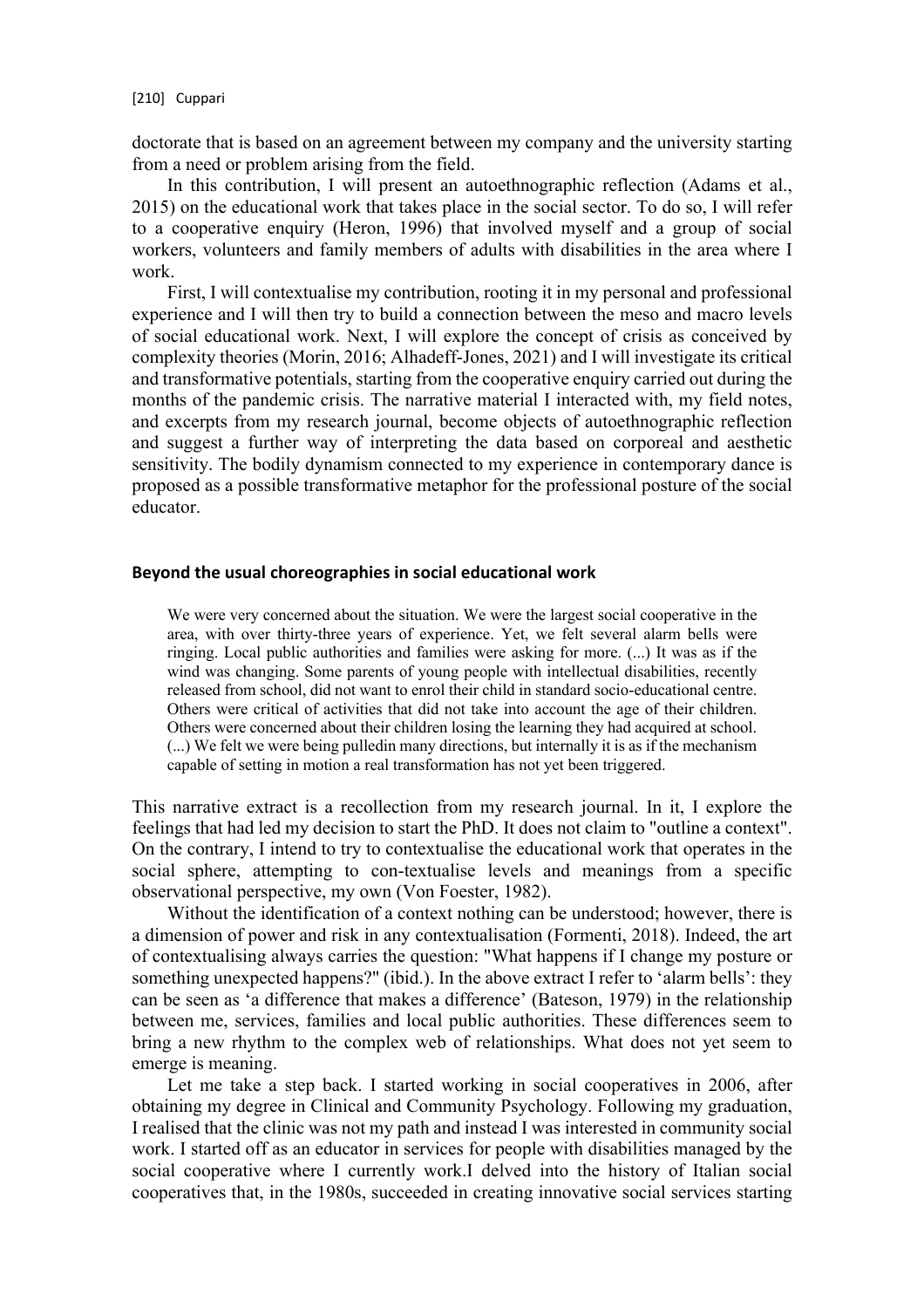doctorate that is based on an agreement between my company and the university starting from a need or problem arising from the field.

In this contribution, I will present an autoethnographic reflection (Adams et al., 2015) on the educational work that takes place in the social sector. To do so, I will refer to a cooperative enquiry (Heron, 1996) that involved myself and a group of social workers, volunteers and family members of adults with disabilities in the area where I work.

First, I will contextualise my contribution, rooting it in my personal and professional experience and I will then try to build a connection between the meso and macro levels of social educational work. Next, I will explore the concept of crisis as conceived by complexity theories (Morin, 2016; Alhadeff-Jones, 2021) and I will investigate its critical and transformative potentials, starting from the cooperative enquiry carried out during the months of the pandemic crisis. The narrative material I interacted with, my field notes, and excerpts from my research journal, become objects of autoethnographic reflection and suggest a further way of interpreting the data based on corporeal and aesthetic sensitivity. The bodily dynamism connected to my experience in contemporary dance is proposed as a possible transformative metaphor for the professional posture of the social educator.

## Beyond the usual choreographies in social educational work

> We were very concerned about the situation. We were the largest social cooperative in the area, with over thirty-three years of experience. Yet, we felt several alarm bells were ringing. Local public authorities and families were asking for more. (...) It was as if the wind was changing. Some parents of young people with intellectual disabilities, recently released from school, did not want to enrol their child in standard socio-educational centre. Others were critical of activities that did not take into account the age of their children. Others were concerned about their children losing the learning they had acquired at school. (...) We felt we were being pulledin many directions, but internally it is as if the mechanism capable of setting in motion a real transformation has not yet been triggered.

This narrative extract is a recollection from my research journal. In it, I explore the feelings that had led my decision to start the PhD. It does not claim to "outline a context". On the contrary, I intend to try to contextualise the educational work that operates in the social sphere, attempting to con-textualise levels and meanings from a specific observational perspective, my own (Von Foester, 1982).

Without the identification of a context nothing can be understood; however, there is a dimension of power and risk in any contextualisation (Formenti, 2018). Indeed, the art of contextualising always carries the question: "What happens if I change my posture or something unexpected happens?" (ibid.). In the above extract I refer to 'alarm bells': they can be seen as 'a difference that makes a difference' (Bateson, 1979) in the relationship between me, services, families and local public authorities. These differences seem to bring a new rhythm to the complex web of relationships. What does not yet seem to emerge is meaning.

Let me take a step back. I started working in social cooperatives in 2006, after obtaining my degree in Clinical and Community Psychology. Following my graduation, I realised that the clinic was not my path and instead I was interested in community social work. I started off as an educator in services for people with disabilities managed by the social cooperative where I currently work.I delved into the history of Italian social cooperatives that, in the 1980s, succeeded in creating innovative social services starting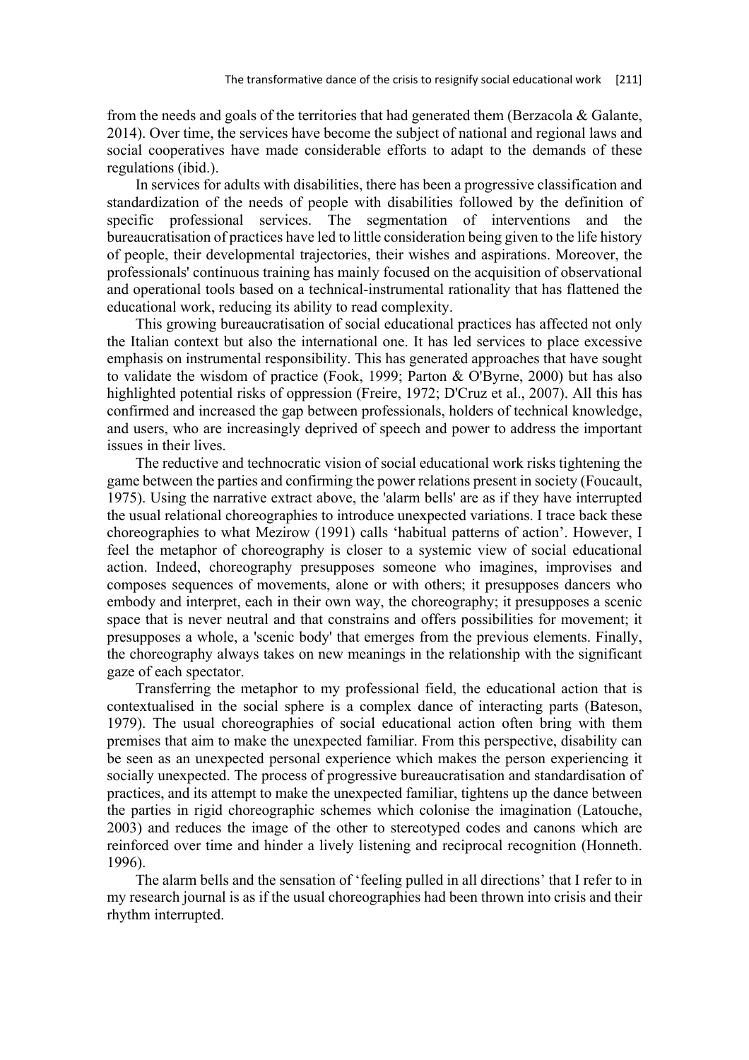from the needs and goals of the territories that had generated them (Berzacola & Galante, 2014). Over time, the services have become the subject of national and regional laws and social cooperatives have made considerable efforts to adapt to the demands of these regulations (ibid.).

In services for adults with disabilities, there has been a progressive classification and standardization of the needs of people with disabilities followed by the definition of specific professional services. The segmentation of interventions and the bureaucratisation of practices have led to little consideration being given to the life history of people, their developmental trajectories, their wishes and aspirations. Moreover, the professionals' continuous training has mainly focused on the acquisition of observational and operational tools based on a technical-instrumental rationality that has flattened the educational work, reducing its ability to read complexity.

This growing bureaucratisation of social educational practices has affected not only the Italian context but also the international one. It has led services to place excessive emphasis on instrumental responsibility. This has generated approaches that have sought to validate the wisdom of practice (Fook, 1999; Parton & O'Byrne, 2000) but has also highlighted potential risks of oppression (Freire, 1972; D'Cruz et al., 2007). All this has confirmed and increased the gap between professionals, holders of technical knowledge, and users, who are increasingly deprived of speech and power to address the important issues in their lives.

The reductive and technocratic vision of social educational work risks tightening the game between the parties and confirming the power relations present in society (Foucault, 1975). Using the narrative extract above, the 'alarm bells' are as if they have interrupted the usual relational choreographies to introduce unexpected variations. I trace back these choreographies to what Mezirow (1991) calls 'habitual patterns of action'. However, I feel the metaphor of choreography is closer to a systemic view of social educational action. Indeed, choreography presupposes someone who imagines, improvises and composes sequences of movements, alone or with others; it presupposes dancers who embody and interpret, each in their own way, the choreography; it presupposes a scenic space that is never neutral and that constrains and offers possibilities for movement; it presupposes a whole, a 'scenic body' that emerges from the previous elements. Finally, the choreography always takes on new meanings in the relationship with the significant gaze of each spectator.

Transferring the metaphor to my professional field, the educational action that is contextualised in the social sphere is a complex dance of interacting parts (Bateson, 1979). The usual choreographies of social educational action often bring with them premises that aim to make the unexpected familiar. From this perspective, disability can be seen as an unexpected personal experience which makes the person experiencing it socially unexpected. The process of progressive bureaucratisation and standardisation of practices, and its attempt to make the unexpected familiar, tightens up the dance between the parties in rigid choreographic schemes which colonise the imagination (Latouche, 2003) and reduces the image of the other to stereotyped codes and canons which are reinforced over time and hinder a lively listening and reciprocal recognition (Honneth. 1996).

The alarm bells and the sensation of 'feeling pulled in all directions' that I refer to in my research journal is as if the usual choreographies had been thrown into crisis and their rhythm interrupted.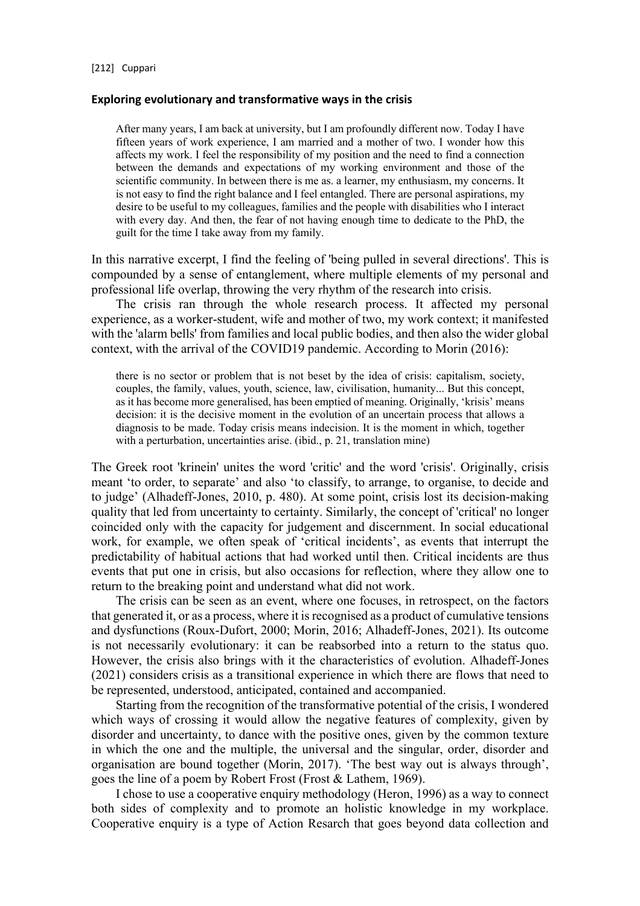### Exploring evolutionary and transformative ways in the crisis

> After many years, I am back at university, but I am profoundly different now. Today I have fifteen years of work experience, I am married and a mother of two. I wonder how this affects my work. I feel the responsibility of my position and the need to find a connection between the demands and expectations of my working environment and those of the scientific community. In between there is me as. a learner, my enthusiasm, my concerns. It is not easy to find the right balance and I feel entangled. There are personal aspirations, my desire to be useful to my colleagues, families and the people with disabilities who I interact with every day. And then, the fear of not having enough time to dedicate to the PhD, the guilt for the time I take away from my family.

In this narrative excerpt, I find the feeling of 'being pulled in several directions'. This is compounded by a sense of entanglement, where multiple elements of my personal and professional life overlap, throwing the very rhythm of the research into crisis.

The crisis ran through the whole research process. It affected my personal experience, as a worker-student, wife and mother of two, my work context; it manifested with the 'alarm bells' from families and local public bodies, and then also the wider global context, with the arrival of the COVID19 pandemic. According to Morin (2016):

> there is no sector or problem that is not beset by the idea of crisis: capitalism, society, couples, the family, values, youth, science, law, civilisation, humanity... But this concept, as it has become more generalised, has been emptied of meaning. Originally, 'krisis' means decision: it is the decisive moment in the evolution of an uncertain process that allows a diagnosis to be made. Today crisis means indecision. It is the moment in which, together with a perturbation, uncertainties arise. (ibid., p. 21, translation mine)

The Greek root 'krinein' unites the word 'critic' and the word 'crisis'. Originally, crisis meant 'to order, to separate' and also 'to classify, to arrange, to organise, to decide and to judge' (Alhadeff-Jones, 2010, p. 480). At some point, crisis lost its decision-making quality that led from uncertainty to certainty. Similarly, the concept of 'critical' no longer coincided only with the capacity for judgement and discernment. In social educational work, for example, we often speak of 'critical incidents', as events that interrupt the predictability of habitual actions that had worked until then. Critical incidents are thus events that put one in crisis, but also occasions for reflection, where they allow one to return to the breaking point and understand what did not work.

The crisis can be seen as an event, where one focuses, in retrospect, on the factors that generated it, or as a process, where it is recognised as a product of cumulative tensions and dysfunctions (Roux-Dufort, 2000; Morin, 2016; Alhadeff-Jones, 2021). Its outcome is not necessarily evolutionary: it can be reabsorbed into a return to the status quo. However, the crisis also brings with it the characteristics of evolution. Alhadeff-Jones (2021) considers crisis as a transitional experience in which there are flows that need to be represented, understood, anticipated, contained and accompanied.

Starting from the recognition of the transformative potential of the crisis, I wondered which ways of crossing it would allow the negative features of complexity, given by disorder and uncertainty, to dance with the positive ones, given by the common texture in which the one and the multiple, the universal and the singular, order, disorder and organisation are bound together (Morin, 2017). 'The best way out is always through', goes the line of a poem by Robert Frost (Frost & Lathem, 1969).

I chose to use a cooperative enquiry methodology (Heron, 1996) as a way to connect both sides of complexity and to promote an holistic knowledge in my workplace. Cooperative enquiry is a type of Action Resarch that goes beyond data collection and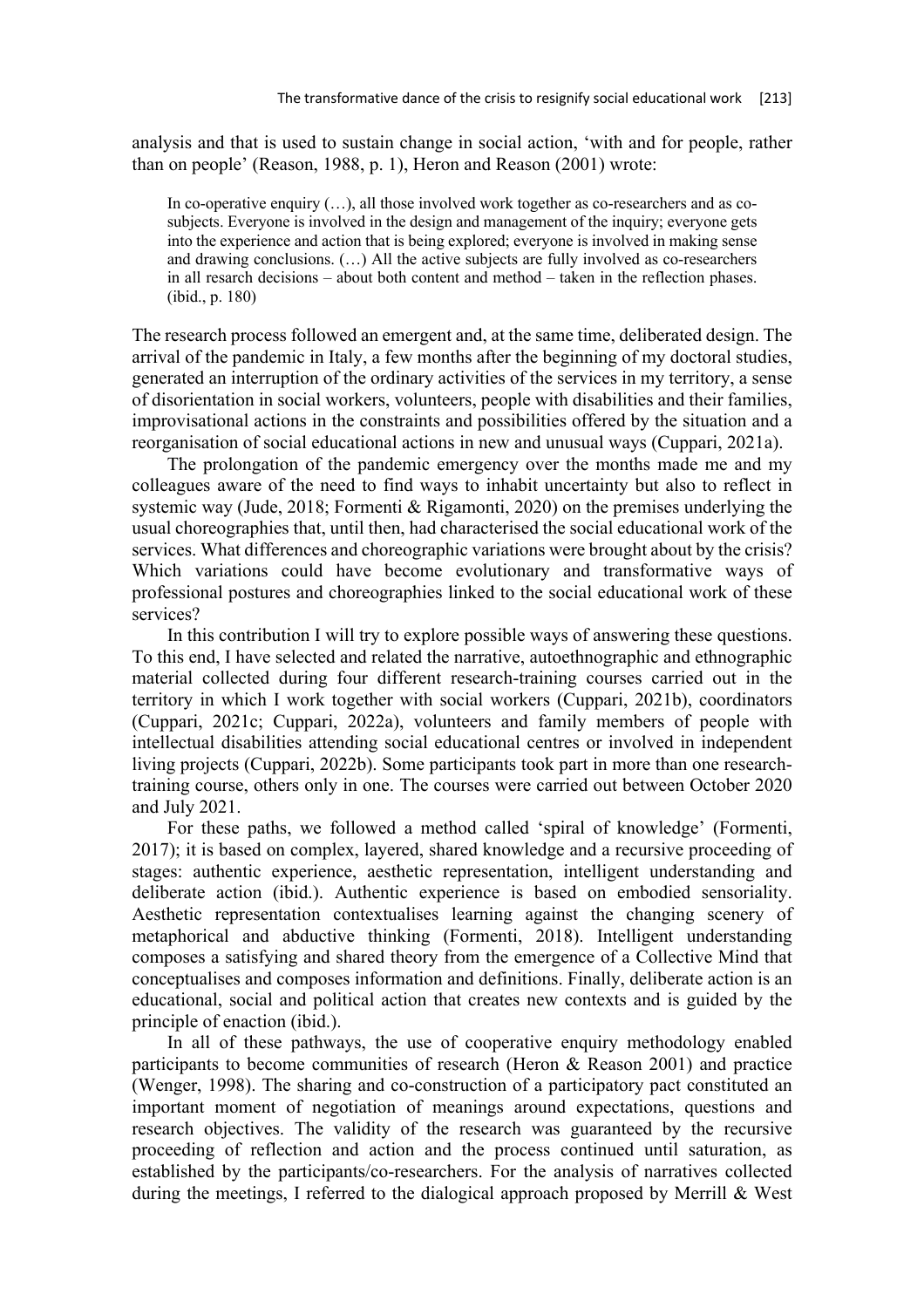analysis and that is used to sustain change in social action, 'with and for people, rather than on people' (Reason, 1988, p. 1), Heron and Reason (2001) wrote:

> In co-operative enquiry (…), all those involved work together as co-researchers and as co-subjects. Everyone is involved in the design and management of the inquiry; everyone gets into the experience and action that is being explored; everyone is involved in making sense and drawing conclusions. (…) All the active subjects are fully involved as co-researchers in all resarch decisions – about both content and method – taken in the reflection phases. (ibid., p. 180)

The research process followed an emergent and, at the same time, deliberated design. The arrival of the pandemic in Italy, a few months after the beginning of my doctoral studies, generated an interruption of the ordinary activities of the services in my territory, a sense of disorientation in social workers, volunteers, people with disabilities and their families, improvisational actions in the constraints and possibilities offered by the situation and a reorganisation of social educational actions in new and unusual ways (Cuppari, 2021a).

The prolongation of the pandemic emergency over the months made me and my colleagues aware of the need to find ways to inhabit uncertainty but also to reflect in systemic way (Jude, 2018; Formenti & Rigamonti, 2020) on the premises underlying the usual choreographies that, until then, had characterised the social educational work of the services. What differences and choreographic variations were brought about by the crisis? Which variations could have become evolutionary and transformative ways of professional postures and choreographies linked to the social educational work of these services?

In this contribution I will try to explore possible ways of answering these questions. To this end, I have selected and related the narrative, autoethnographic and ethnographic material collected during four different research-training courses carried out in the territory in which I work together with social workers (Cuppari, 2021b), coordinators (Cuppari, 2021c; Cuppari, 2022a), volunteers and family members of people with intellectual disabilities attending social educational centres or involved in independent living projects (Cuppari, 2022b). Some participants took part in more than one research-training course, others only in one. The courses were carried out between October 2020 and July 2021.

For these paths, we followed a method called 'spiral of knowledge' (Formenti, 2017); it is based on complex, layered, shared knowledge and a recursive proceeding of stages: authentic experience, aesthetic representation, intelligent understanding and deliberate action (ibid.). Authentic experience is based on embodied sensoriality. Aesthetic representation contextualises learning against the changing scenery of metaphorical and abductive thinking (Formenti, 2018). Intelligent understanding composes a satisfying and shared theory from the emergence of a Collective Mind that conceptualises and composes information and definitions. Finally, deliberate action is an educational, social and political action that creates new contexts and is guided by the principle of enaction (ibid.).

In all of these pathways, the use of cooperative enquiry methodology enabled participants to become communities of research (Heron & Reason 2001) and practice (Wenger, 1998). The sharing and co-construction of a participatory pact constituted an important moment of negotiation of meanings around expectations, questions and research objectives. The validity of the research was guaranteed by the recursive proceeding of reflection and action and the process continued until saturation, as established by the participants/co-researchers. For the analysis of narratives collected during the meetings, I referred to the dialogical approach proposed by Merrill & West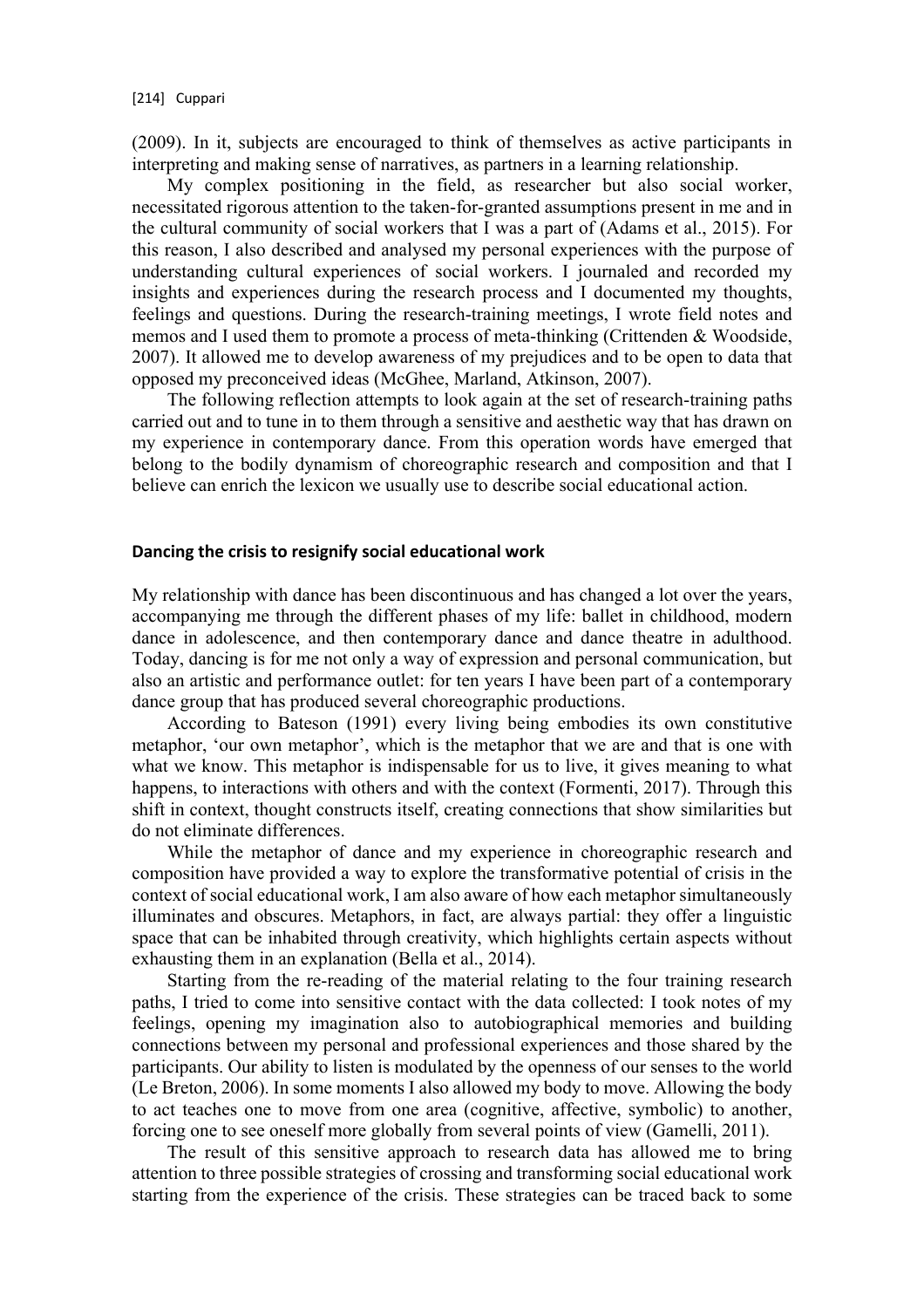(2009). In it, subjects are encouraged to think of themselves as active participants in interpreting and making sense of narratives, as partners in a learning relationship.

My complex positioning in the field, as researcher but also social worker, necessitated rigorous attention to the taken-for-granted assumptions present in me and in the cultural community of social workers that I was a part of (Adams et al., 2015). For this reason, I also described and analysed my personal experiences with the purpose of understanding cultural experiences of social workers. I journaled and recorded my insights and experiences during the research process and I documented my thoughts, feelings and questions. During the research-training meetings, I wrote field notes and memos and I used them to promote a process of meta-thinking (Crittenden & Woodside, 2007). It allowed me to develop awareness of my prejudices and to be open to data that opposed my preconceived ideas (McGhee, Marland, Atkinson, 2007).

The following reflection attempts to look again at the set of research-training paths carried out and to tune in to them through a sensitive and aesthetic way that has drawn on my experience in contemporary dance. From this operation words have emerged that belong to the bodily dynamism of choreographic research and composition and that I believe can enrich the lexicon we usually use to describe social educational action.

## Dancing the crisis to resignify social educational work

My relationship with dance has been discontinuous and has changed a lot over the years, accompanying me through the different phases of my life: ballet in childhood, modern dance in adolescence, and then contemporary dance and dance theatre in adulthood. Today, dancing is for me not only a way of expression and personal communication, but also an artistic and performance outlet: for ten years I have been part of a contemporary dance group that has produced several choreographic productions.

According to Bateson (1991) every living being embodies its own constitutive metaphor, 'our own metaphor', which is the metaphor that we are and that is one with what we know. This metaphor is indispensable for us to live, it gives meaning to what happens, to interactions with others and with the context (Formenti, 2017). Through this shift in context, thought constructs itself, creating connections that show similarities but do not eliminate differences.

While the metaphor of dance and my experience in choreographic research and composition have provided a way to explore the transformative potential of crisis in the context of social educational work, I am also aware of how each metaphor simultaneously illuminates and obscures. Metaphors, in fact, are always partial: they offer a linguistic space that can be inhabited through creativity, which highlights certain aspects without exhausting them in an explanation (Bella et al., 2014).

Starting from the re-reading of the material relating to the four training research paths, I tried to come into sensitive contact with the data collected: I took notes of my feelings, opening my imagination also to autobiographical memories and building connections between my personal and professional experiences and those shared by the participants. Our ability to listen is modulated by the openness of our senses to the world (Le Breton, 2006). In some moments I also allowed my body to move. Allowing the body to act teaches one to move from one area (cognitive, affective, symbolic) to another, forcing one to see oneself more globally from several points of view (Gamelli, 2011).

The result of this sensitive approach to research data has allowed me to bring attention to three possible strategies of crossing and transforming social educational work starting from the experience of the crisis. These strategies can be traced back to some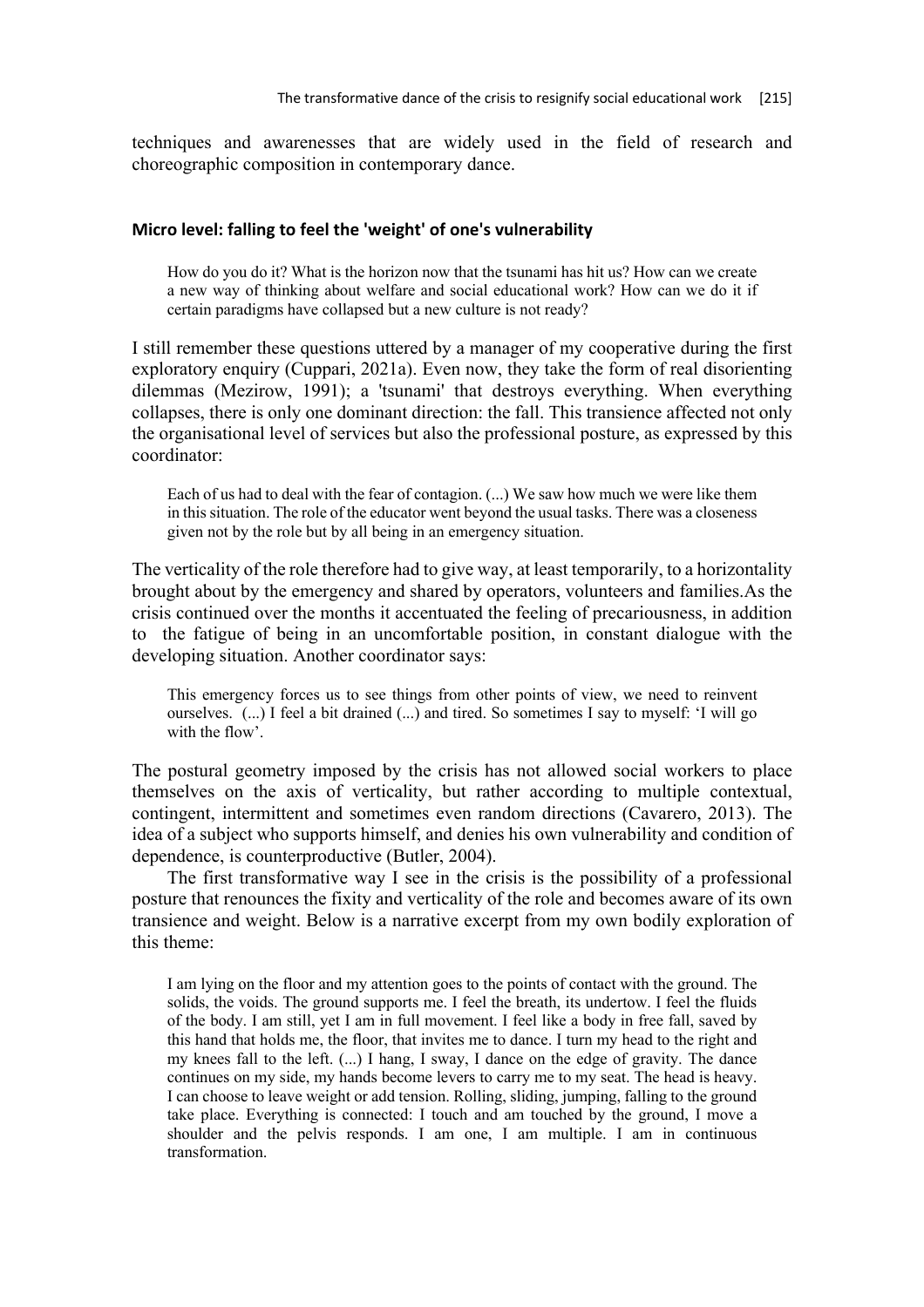techniques and awarenesses that are widely used in the field of research and choreographic composition in contemporary dance.

### Micro level: falling to feel the 'weight' of one's vulnerability

> How do you do it? What is the horizon now that the tsunami has hit us? How can we create a new way of thinking about welfare and social educational work? How can we do it if certain paradigms have collapsed but a new culture is not ready?

I still remember these questions uttered by a manager of my cooperative during the first exploratory enquiry (Cuppari, 2021a). Even now, they take the form of real disorienting dilemmas (Mezirow, 1991); a 'tsunami' that destroys everything. When everything collapses, there is only one dominant direction: the fall. This transience affected not only the organisational level of services but also the professional posture, as expressed by this coordinator:

> Each of us had to deal with the fear of contagion. (...) We saw how much we were like them in this situation. The role of the educator went beyond the usual tasks. There was a closeness given not by the role but by all being in an emergency situation.

The verticality of the role therefore had to give way, at least temporarily, to a horizontality brought about by the emergency and shared by operators, volunteers and families.As the crisis continued over the months it accentuated the feeling of precariousness, in addition to the fatigue of being in an uncomfortable position, in constant dialogue with the developing situation. Another coordinator says:

> This emergency forces us to see things from other points of view, we need to reinvent ourselves. (...) I feel a bit drained (...) and tired. So sometimes I say to myself: 'I will go with the flow'.

The postural geometry imposed by the crisis has not allowed social workers to place themselves on the axis of verticality, but rather according to multiple contextual, contingent, intermittent and sometimes even random directions (Cavarero, 2013). The idea of a subject who supports himself, and denies his own vulnerability and condition of dependence, is counterproductive (Butler, 2004).

The first transformative way I see in the crisis is the possibility of a professional posture that renounces the fixity and verticality of the role and becomes aware of its own transience and weight. Below is a narrative excerpt from my own bodily exploration of this theme:

> I am lying on the floor and my attention goes to the points of contact with the ground. The solids, the voids. The ground supports me. I feel the breath, its undertow. I feel the fluids of the body. I am still, yet I am in full movement. I feel like a body in free fall, saved by this hand that holds me, the floor, that invites me to dance. I turn my head to the right and my knees fall to the left. (...) I hang, I sway, I dance on the edge of gravity. The dance continues on my side, my hands become levers to carry me to my seat. The head is heavy. I can choose to leave weight or add tension. Rolling, sliding, jumping, falling to the ground take place. Everything is connected: I touch and am touched by the ground, I move a shoulder and the pelvis responds. I am one, I am multiple. I am in continuous transformation.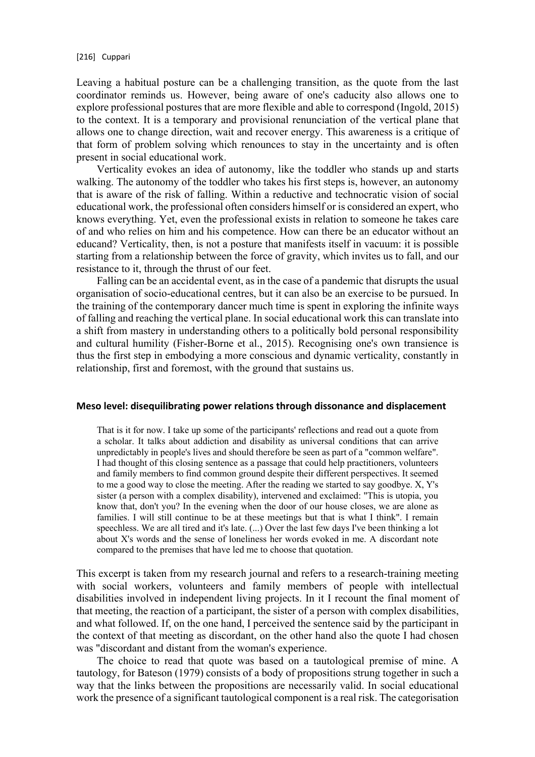Leaving a habitual posture can be a challenging transition, as the quote from the last coordinator reminds us. However, being aware of one's caducity also allows one to explore professional postures that are more flexible and able to correspond (Ingold, 2015) to the context. It is a temporary and provisional renunciation of the vertical plane that allows one to change direction, wait and recover energy. This awareness is a critique of that form of problem solving which renounces to stay in the uncertainty and is often present in social educational work.

Verticality evokes an idea of autonomy, like the toddler who stands up and starts walking. The autonomy of the toddler who takes his first steps is, however, an autonomy that is aware of the risk of falling. Within a reductive and technocratic vision of social educational work, the professional often considers himself or is considered an expert, who knows everything. Yet, even the professional exists in relation to someone he takes care of and who relies on him and his competence. How can there be an educator without an educand? Verticality, then, is not a posture that manifests itself in vacuum: it is possible starting from a relationship between the force of gravity, which invites us to fall, and our resistance to it, through the thrust of our feet.

Falling can be an accidental event, as in the case of a pandemic that disrupts the usual organisation of socio-educational centres, but it can also be an exercise to be pursued. In the training of the contemporary dancer much time is spent in exploring the infinite ways of falling and reaching the vertical plane. In social educational work this can translate into a shift from mastery in understanding others to a politically bold personal responsibility and cultural humility (Fisher-Borne et al., 2015). Recognising one's own transience is thus the first step in embodying a more conscious and dynamic verticality, constantly in relationship, first and foremost, with the ground that sustains us.

### Meso level: disequilibrating power relations through dissonance and displacement

> That is it for now. I take up some of the participants' reflections and read out a quote from a scholar. It talks about addiction and disability as universal conditions that can arrive unpredictably in people's lives and should therefore be seen as part of a "common welfare". I had thought of this closing sentence as a passage that could help practitioners, volunteers and family members to find common ground despite their different perspectives. It seemed to me a good way to close the meeting. After the reading we started to say goodbye. X, Y's sister (a person with a complex disability), intervened and exclaimed: "This is utopia, you know that, don't you? In the evening when the door of our house closes, we are alone as families. I will still continue to be at these meetings but that is what I think". I remain speechless. We are all tired and it's late. (...) Over the last few days I've been thinking a lot about X's words and the sense of loneliness her words evoked in me. A discordant note compared to the premises that have led me to choose that quotation.

This excerpt is taken from my research journal and refers to a research-training meeting with social workers, volunteers and family members of people with intellectual disabilities involved in independent living projects. In it I recount the final moment of that meeting, the reaction of a participant, the sister of a person with complex disabilities, and what followed. If, on the one hand, I perceived the sentence said by the participant in the context of that meeting as discordant, on the other hand also the quote I had chosen was "discordant and distant from the woman's experience.

The choice to read that quote was based on a tautological premise of mine. A tautology, for Bateson (1979) consists of a body of propositions strung together in such a way that the links between the propositions are necessarily valid. In social educational work the presence of a significant tautological component is a real risk. The categorisation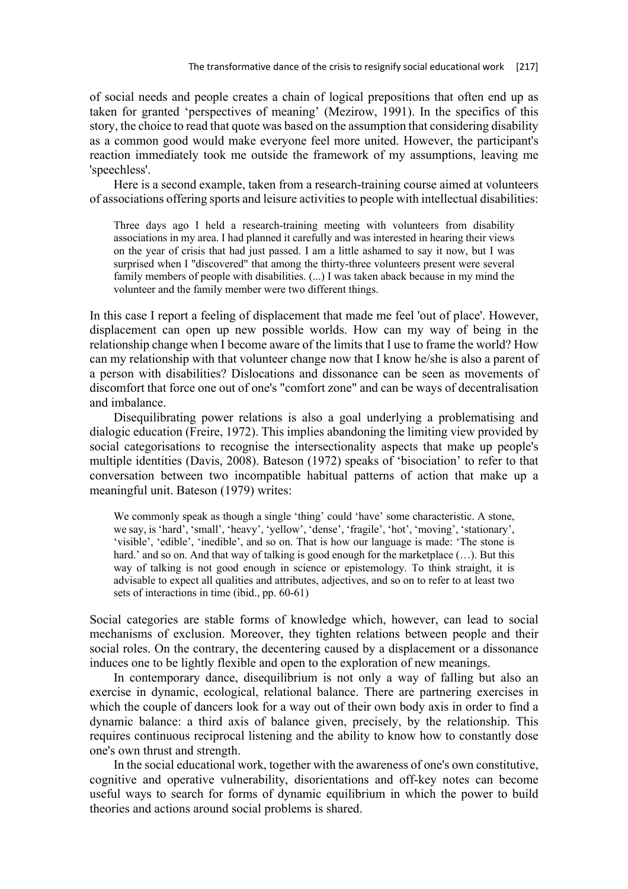of social needs and people creates a chain of logical prepositions that often end up as taken for granted 'perspectives of meaning' (Mezirow, 1991). In the specifics of this story, the choice to read that quote was based on the assumption that considering disability as a common good would make everyone feel more united. However, the participant's reaction immediately took me outside the framework of my assumptions, leaving me 'speechless'.

Here is a second example, taken from a research-training course aimed at volunteers of associations offering sports and leisure activities to people with intellectual disabilities:

> Three days ago I held a research-training meeting with volunteers from disability associations in my area. I had planned it carefully and was interested in hearing their views on the year of crisis that had just passed. I am a little ashamed to say it now, but I was surprised when I "discovered" that among the thirty-three volunteers present were several family members of people with disabilities. (...) I was taken aback because in my mind the volunteer and the family member were two different things.

In this case I report a feeling of displacement that made me feel 'out of place'. However, displacement can open up new possible worlds. How can my way of being in the relationship change when I become aware of the limits that I use to frame the world? How can my relationship with that volunteer change now that I know he/she is also a parent of a person with disabilities? Dislocations and dissonance can be seen as movements of discomfort that force one out of one's "comfort zone" and can be ways of decentralisation and imbalance.

Disequilibrating power relations is also a goal underlying a problematising and dialogic education (Freire, 1972). This implies abandoning the limiting view provided by social categorisations to recognise the intersectionality aspects that make up people's multiple identities (Davis, 2008). Bateson (1972) speaks of 'bisociation' to refer to that conversation between two incompatible habitual patterns of action that make up a meaningful unit. Bateson (1979) writes:

> We commonly speak as though a single 'thing' could 'have' some characteristic. A stone, we say, is 'hard', 'small', 'heavy', 'yellow', 'dense', 'fragile', 'hot', 'moving', 'stationary', 'visible', 'edible', 'inedible', and so on. That is how our language is made: 'The stone is hard.' and so on. And that way of talking is good enough for the marketplace (…). But this way of talking is not good enough in science or epistemology. To think straight, it is advisable to expect all qualities and attributes, adjectives, and so on to refer to at least two sets of interactions in time (ibid., pp. 60-61)

Social categories are stable forms of knowledge which, however, can lead to social mechanisms of exclusion. Moreover, they tighten relations between people and their social roles. On the contrary, the decentering caused by a displacement or a dissonance induces one to be lightly flexible and open to the exploration of new meanings.

In contemporary dance, disequilibrium is not only a way of falling but also an exercise in dynamic, ecological, relational balance. There are partnering exercises in which the couple of dancers look for a way out of their own body axis in order to find a dynamic balance: a third axis of balance given, precisely, by the relationship. This requires continuous reciprocal listening and the ability to know how to constantly dose one's own thrust and strength.

In the social educational work, together with the awareness of one's own constitutive, cognitive and operative vulnerability, disorientations and off-key notes can become useful ways to search for forms of dynamic equilibrium in which the power to build theories and actions around social problems is shared.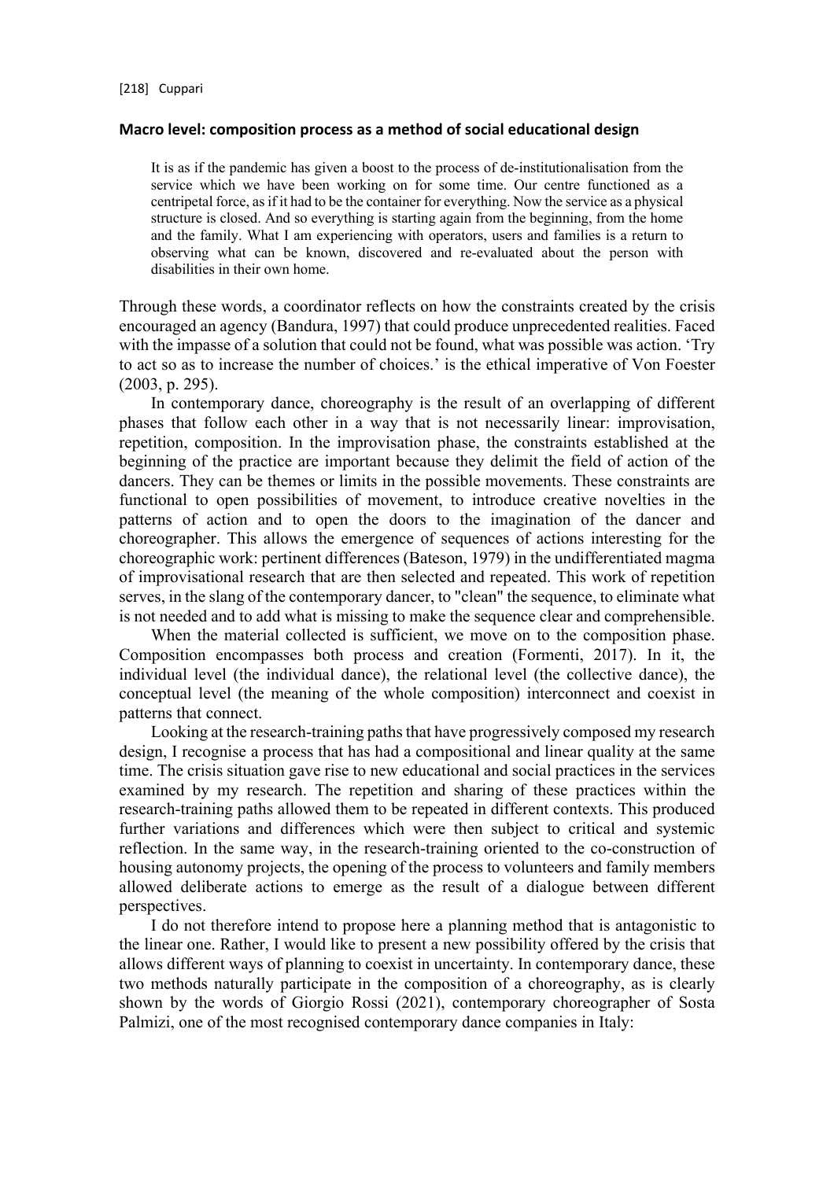## Macro level: composition process as a method of social educational design

> It is as if the pandemic has given a boost to the process of de-institutionalisation from the service which we have been working on for some time. Our centre functioned as a centripetal force, as if it had to be the container for everything. Now the service as a physical structure is closed. And so everything is starting again from the beginning, from the home and the family. What I am experiencing with operators, users and families is a return to observing what can be known, discovered and re-evaluated about the person with disabilities in their own home.

Through these words, a coordinator reflects on how the constraints created by the crisis encouraged an agency (Bandura, 1997) that could produce unprecedented realities. Faced with the impasse of a solution that could not be found, what was possible was action. 'Try to act so as to increase the number of choices.' is the ethical imperative of Von Foester (2003, p. 295).

In contemporary dance, choreography is the result of an overlapping of different phases that follow each other in a way that is not necessarily linear: improvisation, repetition, composition. In the improvisation phase, the constraints established at the beginning of the practice are important because they delimit the field of action of the dancers. They can be themes or limits in the possible movements. These constraints are functional to open possibilities of movement, to introduce creative novelties in the patterns of action and to open the doors to the imagination of the dancer and choreographer. This allows the emergence of sequences of actions interesting for the choreographic work: pertinent differences (Bateson, 1979) in the undifferentiated magma of improvisational research that are then selected and repeated. This work of repetition serves, in the slang of the contemporary dancer, to "clean" the sequence, to eliminate what is not needed and to add what is missing to make the sequence clear and comprehensible.

When the material collected is sufficient, we move on to the composition phase. Composition encompasses both process and creation (Formenti, 2017). In it, the individual level (the individual dance), the relational level (the collective dance), the conceptual level (the meaning of the whole composition) interconnect and coexist in patterns that connect.

Looking at the research-training paths that have progressively composed my research design, I recognise a process that has had a compositional and linear quality at the same time. The crisis situation gave rise to new educational and social practices in the services examined by my research. The repetition and sharing of these practices within the research-training paths allowed them to be repeated in different contexts. This produced further variations and differences which were then subject to critical and systemic reflection. In the same way, in the research-training oriented to the co-construction of housing autonomy projects, the opening of the process to volunteers and family members allowed deliberate actions to emerge as the result of a dialogue between different perspectives.

I do not therefore intend to propose here a planning method that is antagonistic to the linear one. Rather, I would like to present a new possibility offered by the crisis that allows different ways of planning to coexist in uncertainty. In contemporary dance, these two methods naturally participate in the composition of a choreography, as is clearly shown by the words of Giorgio Rossi (2021), contemporary choreographer of Sosta Palmizi, one of the most recognised contemporary dance companies in Italy: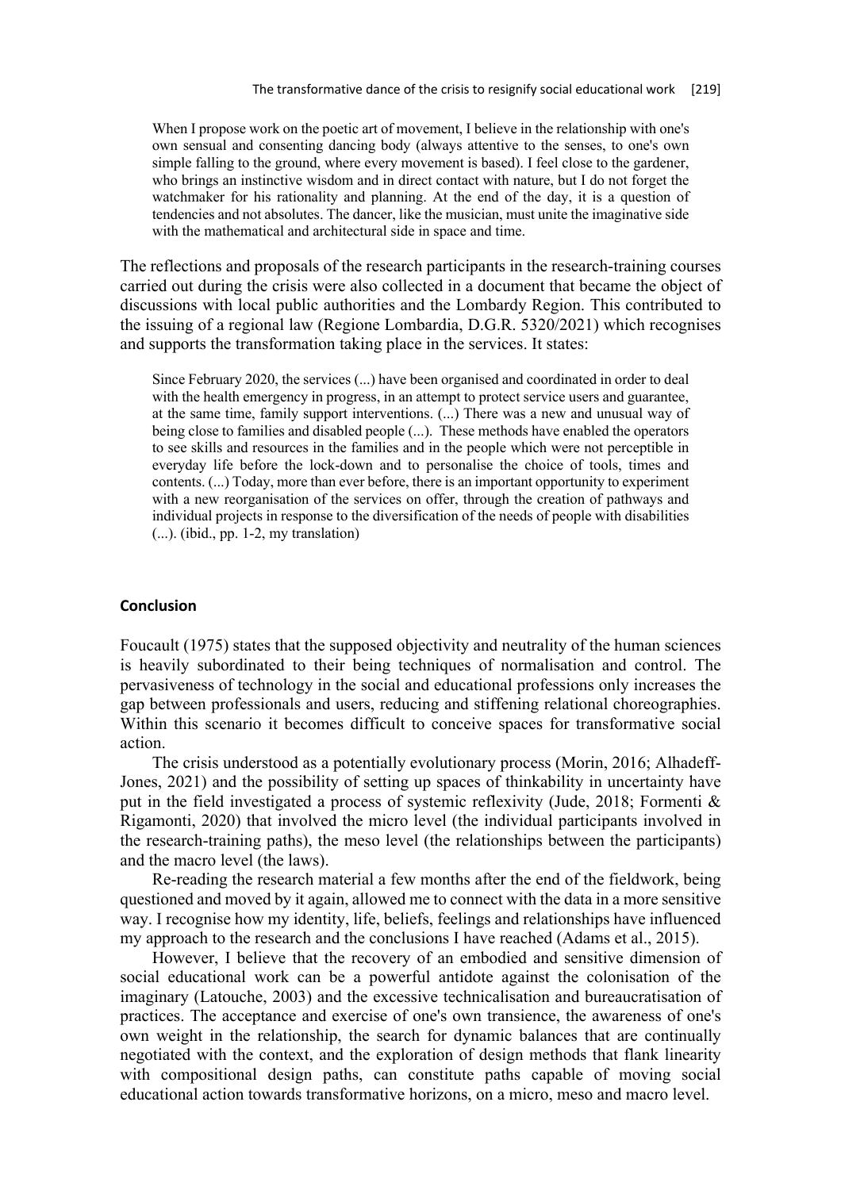> When I propose work on the poetic art of movement, I believe in the relationship with one's own sensual and consenting dancing body (always attentive to the senses, to one's own simple falling to the ground, where every movement is based). I feel close to the gardener, who brings an instinctive wisdom and in direct contact with nature, but I do not forget the watchmaker for his rationality and planning. At the end of the day, it is a question of tendencies and not absolutes. The dancer, like the musician, must unite the imaginative side with the mathematical and architectural side in space and time.

The reflections and proposals of the research participants in the research-training courses carried out during the crisis were also collected in a document that became the object of discussions with local public authorities and the Lombardy Region. This contributed to the issuing of a regional law (Regione Lombardia, D.G.R. 5320/2021) which recognises and supports the transformation taking place in the services. It states:

> Since February 2020, the services (...) have been organised and coordinated in order to deal with the health emergency in progress, in an attempt to protect service users and guarantee, at the same time, family support interventions. (...) There was a new and unusual way of being close to families and disabled people (...). These methods have enabled the operators to see skills and resources in the families and in the people which were not perceptible in everyday life before the lock-down and to personalise the choice of tools, times and contents. (...) Today, more than ever before, there is an important opportunity to experiment with a new reorganisation of the services on offer, through the creation of pathways and individual projects in response to the diversification of the needs of people with disabilities (...). (ibid., pp. 1-2, my translation)

### Conclusion

Foucault (1975) states that the supposed objectivity and neutrality of the human sciences is heavily subordinated to their being techniques of normalisation and control. The pervasiveness of technology in the social and educational professions only increases the gap between professionals and users, reducing and stiffening relational choreographies. Within this scenario it becomes difficult to conceive spaces for transformative social action.

The crisis understood as a potentially evolutionary process (Morin, 2016; Alhadeff-Jones, 2021) and the possibility of setting up spaces of thinkability in uncertainty have put in the field investigated a process of systemic reflexivity (Jude, 2018; Formenti & Rigamonti, 2020) that involved the micro level (the individual participants involved in the research-training paths), the meso level (the relationships between the participants) and the macro level (the laws).

Re-reading the research material a few months after the end of the fieldwork, being questioned and moved by it again, allowed me to connect with the data in a more sensitive way. I recognise how my identity, life, beliefs, feelings and relationships have influenced my approach to the research and the conclusions I have reached (Adams et al., 2015).

However, I believe that the recovery of an embodied and sensitive dimension of social educational work can be a powerful antidote against the colonisation of the imaginary (Latouche, 2003) and the excessive technicalisation and bureaucratisation of practices. The acceptance and exercise of one's own transience, the awareness of one's own weight in the relationship, the search for dynamic balances that are continually negotiated with the context, and the exploration of design methods that flank linearity with compositional design paths, can constitute paths capable of moving social educational action towards transformative horizons, on a micro, meso and macro level.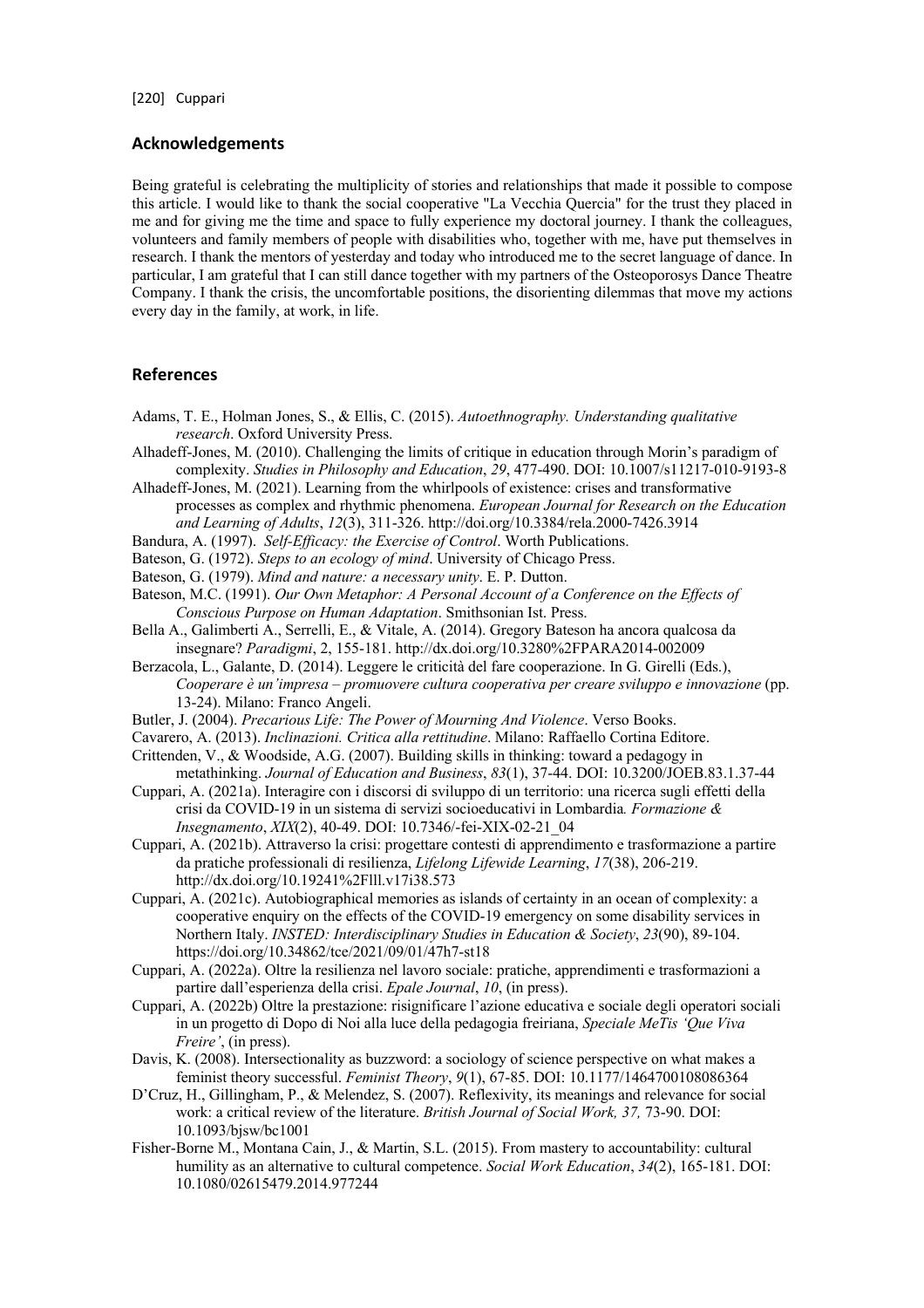## Acknowledgements

Being grateful is celebrating the multiplicity of stories and relationships that made it possible to compose this article. I would like to thank the social cooperative "La Vecchia Quercia" for the trust they placed in me and for giving me the time and space to fully experience my doctoral journey. I thank the colleagues, volunteers and family members of people with disabilities who, together with me, have put themselves in research. I thank the mentors of yesterday and today who introduced me to the secret language of dance. In particular, I am grateful that I can still dance together with my partners of the Osteoporosys Dance Theatre Company. I thank the crisis, the uncomfortable positions, the disorienting dilemmas that move my actions every day in the family, at work, in life.

## References

Adams, T. E., Holman Jones, S., & Ellis, C. (2015). *Autoethnography. Understanding qualitative research*. Oxford University Press.

Alhadeff-Jones, M. (2010). Challenging the limits of critique in education through Morin's paradigm of complexity. *Studies in Philosophy and Education*, *29*, 477-490. DOI: 10.1007/s11217-010-9193-8

Alhadeff-Jones, M. (2021). Learning from the whirlpools of existence: crises and transformative processes as complex and rhythmic phenomena. *European Journal for Research on the Education and Learning of Adults*, *12*(3), 311-326. http://doi.org/10.3384/rela.2000-7426.3914

Bandura, A. (1997). *Self-Efficacy: the Exercise of Control*. Worth Publications.

Bateson, G. (1972). *Steps to an ecology of mind*. University of Chicago Press.

Bateson, G. (1979). *Mind and nature: a necessary unity*. E. P. Dutton.

Bateson, M.C. (1991). *Our Own Metaphor: A Personal Account of a Conference on the Effects of Conscious Purpose on Human Adaptation*. Smithsonian Ist. Press.

Bella A., Galimberti A., Serrelli, E., & Vitale, A. (2014). Gregory Bateson ha ancora qualcosa da insegnare? *Paradigmi*, 2, 155-181. http://dx.doi.org/10.3280%2FPARA2014-002009

Berzacola, L., Galante, D. (2014). Leggere le criticità del fare cooperazione. In G. Girelli (Eds.), *Cooperare è un'impresa – promuovere cultura cooperativa per creare sviluppo e innovazione* (pp. 13-24). Milano: Franco Angeli.

Butler, J. (2004). *Precarious Life: The Power of Mourning And Violence*. Verso Books.

Cavarero, A. (2013). *Inclinazioni. Critica alla rettitudine*. Milano: Raffaello Cortina Editore.

Crittenden, V., & Woodside, A.G. (2007). Building skills in thinking: toward a pedagogy in metathinking. *Journal of Education and Business*, *83*(1), 37-44. DOI: 10.3200/JOEB.83.1.37-44

Cuppari, A. (2021a). Interagire con i discorsi di sviluppo di un territorio: una ricerca sugli effetti della crisi da COVID-19 in un sistema di servizi socioeducativi in Lombardia*. Formazione & Insegnamento*, *XIX*(2), 40-49. DOI: 10.7346/-fei-XIX-02-21_04

Cuppari, A. (2021b). Attraverso la crisi: progettare contesti di apprendimento e trasformazione a partire da pratiche professionali di resilienza, *Lifelong Lifewide Learning*, *17*(38), 206-219. http://dx.doi.org/10.19241%2Flll.v17i38.573

Cuppari, A. (2021c). Autobiographical memories as islands of certainty in an ocean of complexity: a cooperative enquiry on the effects of the COVID-19 emergency on some disability services in Northern Italy. *INSTED: Interdisciplinary Studies in Education & Society*, *23*(90), 89-104. https://doi.org/10.34862/tce/2021/09/01/47h7-st18

Cuppari, A. (2022a). Oltre la resilienza nel lavoro sociale: pratiche, apprendimenti e trasformazioni a partire dall'esperienza della crisi. *Epale Journal*, *10*, (in press).

Cuppari, A. (2022b) Oltre la prestazione: risignificare l'azione educativa e sociale degli operatori sociali in un progetto di Dopo di Noi alla luce della pedagogia freiriana, *Speciale MeTis 'Que Viva Freire'*, (in press).

Davis, K. (2008). Intersectionality as buzzword: a sociology of science perspective on what makes a feminist theory successful. *Feminist Theory*, *9*(1), 67-85. DOI: 10.1177/1464700108086364

D'Cruz, H., Gillingham, P., & Melendez, S. (2007). Reflexivity, its meanings and relevance for social work: a critical review of the literature. *British Journal of Social Work, 37,* 73-90. DOI: 10.1093/bjsw/bc1001

Fisher-Borne M., Montana Cain, J., & Martin, S.L. (2015). From mastery to accountability: cultural humility as an alternative to cultural competence. *Social Work Education*, *34*(2), 165-181. DOI: 10.1080/02615479.2014.977244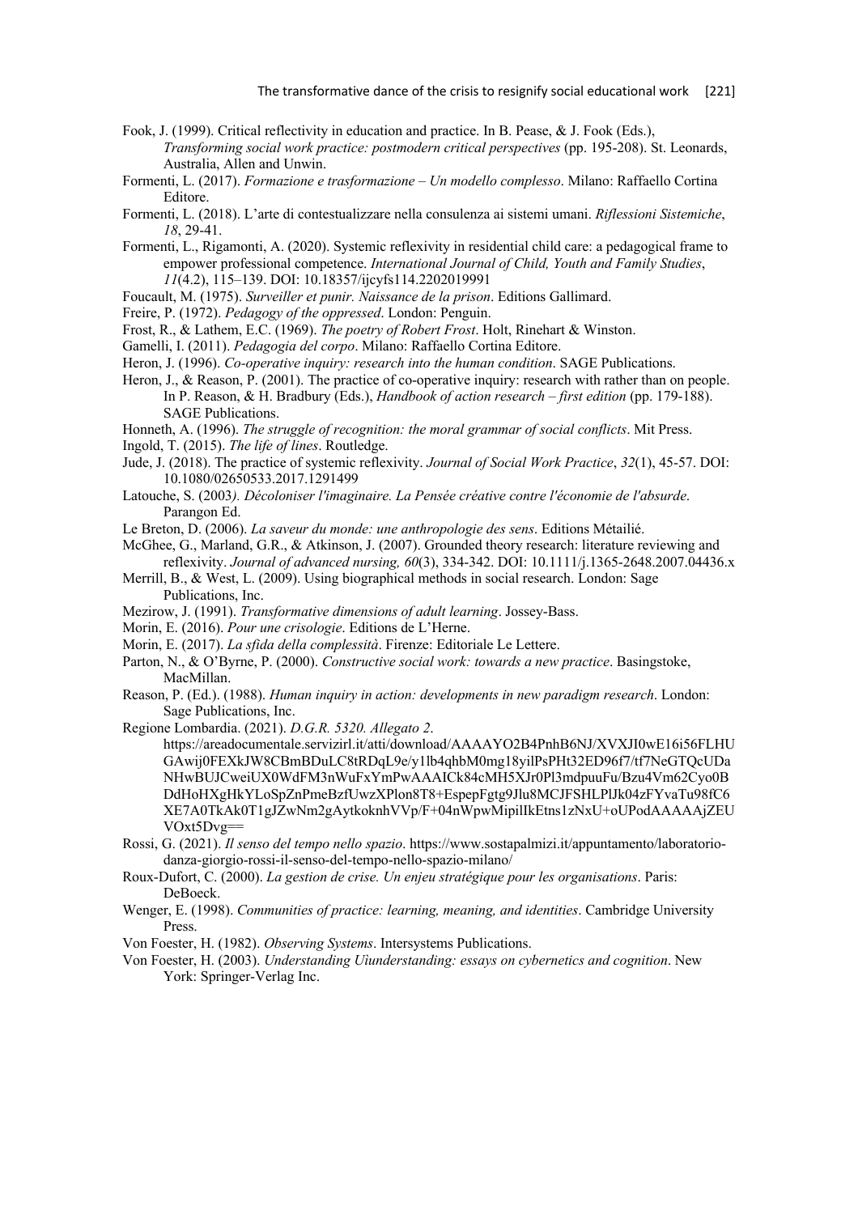Fook, J. (1999). Critical reflectivity in education and practice. In B. Pease, & J. Fook (Eds.), *Transforming social work practice: postmodern critical perspectives* (pp. 195-208). St. Leonards, Australia, Allen and Unwin.

Formenti, L. (2017). *Formazione e trasformazione – Un modello complesso*. Milano: Raffaello Cortina Editore.

Formenti, L. (2018). L'arte di contestualizzare nella consulenza ai sistemi umani. *Riflessioni Sistemiche*, *18*, 29-41.

Formenti, L., Rigamonti, A. (2020). Systemic reflexivity in residential child care: a pedagogical frame to empower professional competence. *International Journal of Child, Youth and Family Studies*, *11*(4.2), 115–139. DOI: 10.18357/ijcyfs114.2202019991

Foucault, M. (1975). *Surveiller et punir. Naissance de la prison*. Editions Gallimard.

Freire, P. (1972). *Pedagogy of the oppressed*. London: Penguin.

Frost, R., & Lathem, E.C. (1969). *The poetry of Robert Frost*. Holt, Rinehart & Winston.

Gamelli, I. (2011). *Pedagogia del corpo*. Milano: Raffaello Cortina Editore.

Heron, J. (1996). *Co-operative inquiry: research into the human condition*. SAGE Publications.

Heron, J., & Reason, P. (2001). The practice of co-operative inquiry: research with rather than on people. In P. Reason, & H. Bradbury (Eds.), *Handbook of action research – first edition* (pp. 179-188). SAGE Publications.

Honneth, A. (1996). *The struggle of recognition: the moral grammar of social conflicts*. Mit Press.

Ingold, T. (2015). *The life of lines*. Routledge.

Jude, J. (2018). The practice of systemic reflexivity. *Journal of Social Work Practice*, *32*(1), 45-57. DOI: 10.1080/02650533.2017.1291499

Latouche, S. (2003*). Décoloniser l'imaginaire. La Pensée créative contre l'économie de l'absurde*. Parangon Ed.

Le Breton, D. (2006). *La saveur du monde: une anthropologie des sens*. Editions Métailié.

McGhee, G., Marland, G.R., & Atkinson, J. (2007). Grounded theory research: literature reviewing and reflexivity. *Journal of advanced nursing, 60*(3), 334-342. DOI: 10.1111/j.1365-2648.2007.04436.x

Merrill, B., & West, L. (2009). Using biographical methods in social research. London: Sage Publications, Inc.

Mezirow, J. (1991). *Transformative dimensions of adult learning*. Jossey-Bass.

Morin, E. (2016). *Pour une crisologie*. Editions de L'Herne.

Morin, E. (2017). *La sfida della complessità*. Firenze: Editoriale Le Lettere.

Parton, N., & O'Byrne, P. (2000). *Constructive social work: towards a new practice*. Basingstoke, MacMillan.

Reason, P. (Ed.). (1988). *Human inquiry in action: developments in new paradigm research*. London: Sage Publications, Inc.

Regione Lombardia. (2021). *D.G.R. 5320. Allegato 2*. https://areadocumentale.servizirl.it/atti/download/AAAAYO2B4PnhB6NJ/XVXJI0wE16i56FLHUGAwij0FEXkJW8CBmBDuLC8tRDqL9e/y1lb4qhbM0mg18yilPsPHt32ED96f7/tf7NeGTQcUDaNHwBUJCweiUX0WdFM3nWuFxYmPwAAICk84cMH5XJr0Pl3mdpuuFu/Bzu4Vm62Cyo0BDdHoHXgHkYLoSpZnPmeBzfUwzXPlon8T8+EspepFgtg9Jlu8MCJFSHLPlJk04zFYvaTu98fC6XE7A0TkAk0T1gJZwNm2gAytkoknhVVp/F+04nWpwMipilIkEtns1zNxU+oUPodAAAAAjZEUVOxt5Dvg==

Rossi, G. (2021). *Il senso del tempo nello spazio*. https://www.sostapalmizi.it/appuntamento/laboratorio-danza-giorgio-rossi-il-senso-del-tempo-nello-spazio-milano/

Roux-Dufort, C. (2000). *La gestion de crise. Un enjeu stratégique pour les organisations*. Paris: DeBoeck.

Wenger, E. (1998). *Communities of practice: learning, meaning, and identities*. Cambridge University Press.

Von Foester, H. (1982). *Observing Systems*. Intersystems Publications.

Von Foester, H. (2003). *Understanding Uiunderstanding: essays on cybernetics and cognition*. New York: Springer-Verlag Inc.